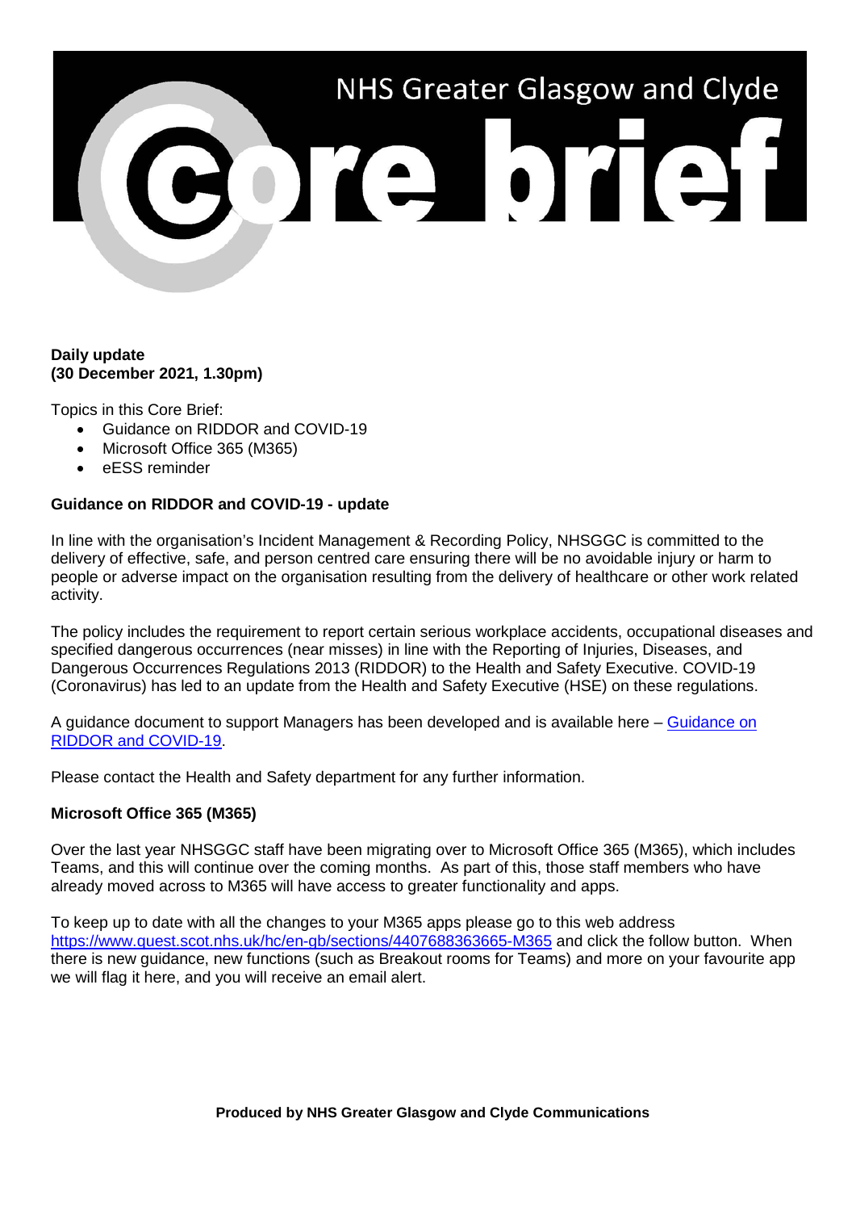# NHS Greater Glasgow and Clyde Core brief

**Daily update**
**(30 December 2021, 1.30pm)**

Topics in this Core Brief:

- Guidance on RIDDOR and COVID-19
- Microsoft Office 365 (M365)
- eESS reminder

**Guidance on RIDDOR and COVID-19 - update**

In line with the organisation's Incident Management & Recording Policy, NHSGGC is committed to the delivery of effective, safe, and person centred care ensuring there will be no avoidable injury or harm to people or adverse impact on the organisation resulting from the delivery of healthcare or other work related activity.

The policy includes the requirement to report certain serious workplace accidents, occupational diseases and specified dangerous occurrences (near misses) in line with the Reporting of Injuries, Diseases, and Dangerous Occurrences Regulations 2013 (RIDDOR) to the Health and Safety Executive. COVID-19 (Coronavirus) has led to an update from the Health and Safety Executive (HSE) on these regulations.

A guidance document to support Managers has been developed and is available here – Guidance on RIDDOR and COVID-19.

Please contact the Health and Safety department for any further information.

**Microsoft Office 365 (M365)**

Over the last year NHSGGC staff have been migrating over to Microsoft Office 365 (M365), which includes Teams, and this will continue over the coming months. As part of this, those staff members who have already moved across to M365 will have access to greater functionality and apps.

To keep up to date with all the changes to your M365 apps please go to this web address https://www.quest.scot.nhs.uk/hc/en-gb/sections/4407688363665-M365 and click the follow button. When there is new guidance, new functions (such as Breakout rooms for Teams) and more on your favourite app we will flag it here, and you will receive an email alert.

**Produced by NHS Greater Glasgow and Clyde Communications**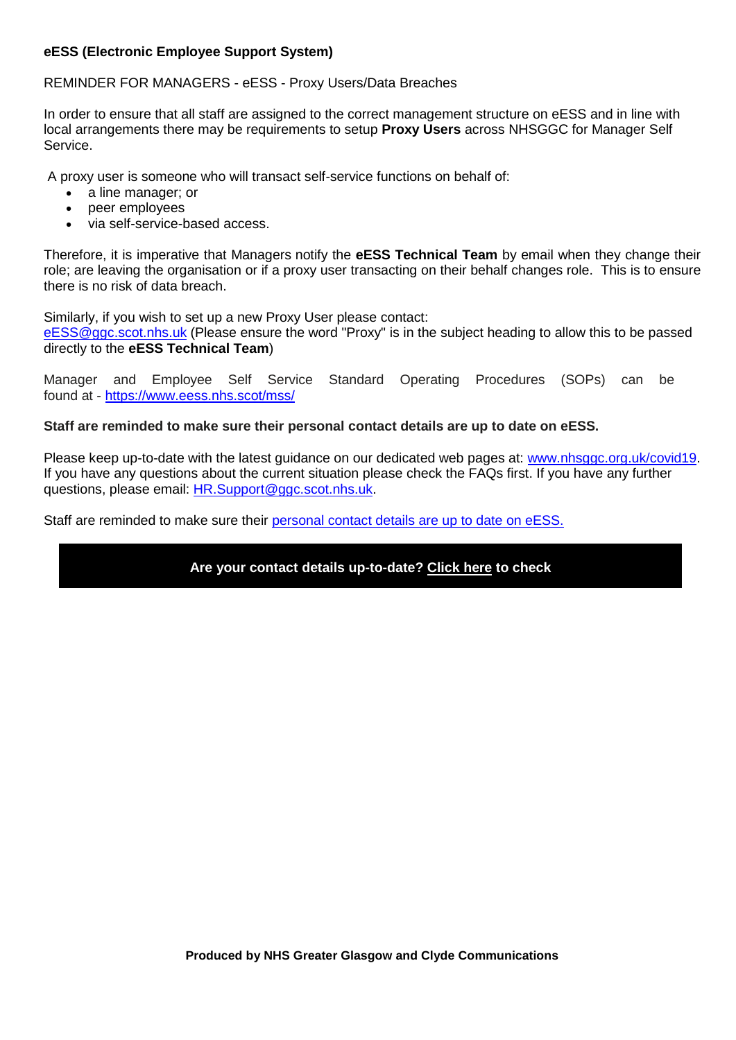**eESS (Electronic Employee Support System)**

REMINDER FOR MANAGERS - eESS - Proxy Users/Data Breaches

In order to ensure that all staff are assigned to the correct management structure on eESS and in line with local arrangements there may be requirements to setup **Proxy Users** across NHSGGC for Manager Self Service.

A proxy user is someone who will transact self-service functions on behalf of:

- a line manager; or
- peer employees
- via self-service-based access.

Therefore, it is imperative that Managers notify the **eESS Technical Team** by email when they change their role; are leaving the organisation or if a proxy user transacting on their behalf changes role. This is to ensure there is no risk of data breach.

Similarly, if you wish to set up a new Proxy User please contact:
eESS@ggc.scot.nhs.uk (Please ensure the word "Proxy" is in the subject heading to allow this to be passed directly to the **eESS Technical Team**)

Manager and Employee Self Service Standard Operating Procedures (SOPs) can be found at - https://www.eess.nhs.scot/mss/

**Staff are reminded to make sure their personal contact details are up to date on eESS.**

Please keep up-to-date with the latest guidance on our dedicated web pages at: www.nhsggc.org.uk/covid19. If you have any questions about the current situation please check the FAQs first. If you have any further questions, please email: HR.Support@ggc.scot.nhs.uk.

Staff are reminded to make sure their personal contact details are up to date on eESS.

**Are your contact details up-to-date? Click here to check**

**Produced by NHS Greater Glasgow and Clyde Communications**